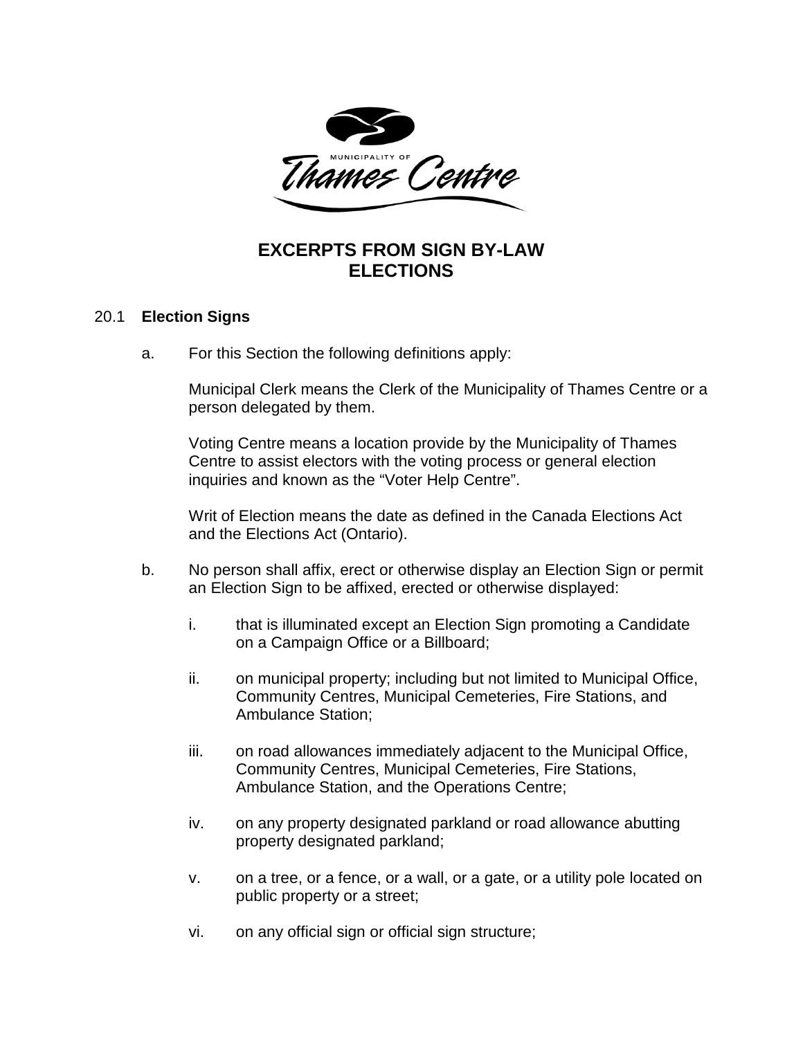# EXCERPTS FROM SIGN BY-LAW ELECTIONS

## 20.1 Election Signs

a. For this Section the following definitions apply:

Municipal Clerk means the Clerk of the Municipality of Thames Centre or a person delegated by them.

Voting Centre means a location provide by the Municipality of Thames Centre to assist electors with the voting process or general election inquiries and known as the "Voter Help Centre".

Writ of Election means the date as defined in the Canada Elections Act and the Elections Act (Ontario).

b. No person shall affix, erect or otherwise display an Election Sign or permit an Election Sign to be affixed, erected or otherwise displayed:

i. that is illuminated except an Election Sign promoting a Candidate on a Campaign Office or a Billboard;

ii. on municipal property; including but not limited to Municipal Office, Community Centres, Municipal Cemeteries, Fire Stations, and Ambulance Station;

iii. on road allowances immediately adjacent to the Municipal Office, Community Centres, Municipal Cemeteries, Fire Stations, Ambulance Station, and the Operations Centre;

iv. on any property designated parkland or road allowance abutting property designated parkland;

v. on a tree, or a fence, or a wall, or a gate, or a utility pole located on public property or a street;

vi. on any official sign or official sign structure;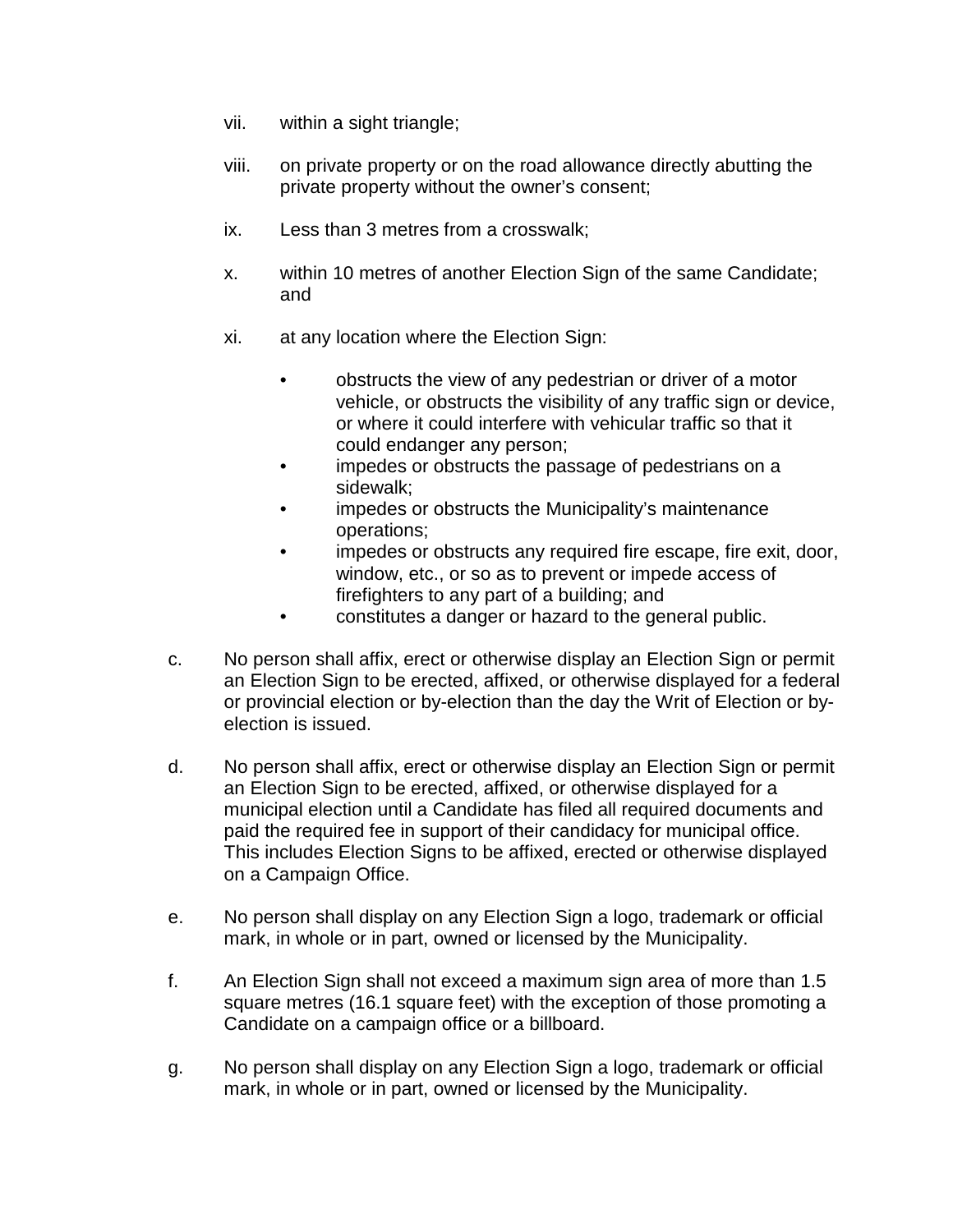vii. within a sight triangle;

viii. on private property or on the road allowance directly abutting the private property without the owner's consent;

ix. Less than 3 metres from a crosswalk;

x. within 10 metres of another Election Sign of the same Candidate; and

xi. at any location where the Election Sign:

- obstructs the view of any pedestrian or driver of a motor vehicle, or obstructs the visibility of any traffic sign or device, or where it could interfere with vehicular traffic so that it could endanger any person;
- impedes or obstructs the passage of pedestrians on a sidewalk;
- impedes or obstructs the Municipality's maintenance operations;
- impedes or obstructs any required fire escape, fire exit, door, window, etc., or so as to prevent or impede access of firefighters to any part of a building; and
- constitutes a danger or hazard to the general public.

c. No person shall affix, erect or otherwise display an Election Sign or permit an Election Sign to be erected, affixed, or otherwise displayed for a federal or provincial election or by-election than the day the Writ of Election or by-election is issued.

d. No person shall affix, erect or otherwise display an Election Sign or permit an Election Sign to be erected, affixed, or otherwise displayed for a municipal election until a Candidate has filed all required documents and paid the required fee in support of their candidacy for municipal office. This includes Election Signs to be affixed, erected or otherwise displayed on a Campaign Office.

e. No person shall display on any Election Sign a logo, trademark or official mark, in whole or in part, owned or licensed by the Municipality.

f. An Election Sign shall not exceed a maximum sign area of more than 1.5 square metres (16.1 square feet) with the exception of those promoting a Candidate on a campaign office or a billboard.

g. No person shall display on any Election Sign a logo, trademark or official mark, in whole or in part, owned or licensed by the Municipality.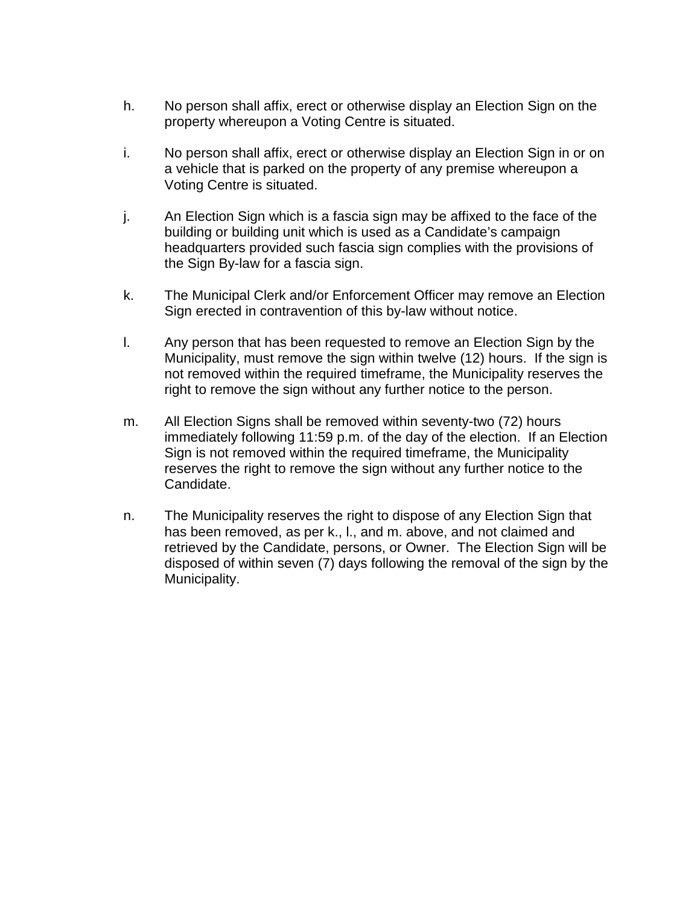h. No person shall affix, erect or otherwise display an Election Sign on the property whereupon a Voting Centre is situated.

i. No person shall affix, erect or otherwise display an Election Sign in or on a vehicle that is parked on the property of any premise whereupon a Voting Centre is situated.

j. An Election Sign which is a fascia sign may be affixed to the face of the building or building unit which is used as a Candidate's campaign headquarters provided such fascia sign complies with the provisions of the Sign By-law for a fascia sign.

k. The Municipal Clerk and/or Enforcement Officer may remove an Election Sign erected in contravention of this by-law without notice.

l. Any person that has been requested to remove an Election Sign by the Municipality, must remove the sign within twelve (12) hours. If the sign is not removed within the required timeframe, the Municipality reserves the right to remove the sign without any further notice to the person.

m. All Election Signs shall be removed within seventy-two (72) hours immediately following 11:59 p.m. of the day of the election. If an Election Sign is not removed within the required timeframe, the Municipality reserves the right to remove the sign without any further notice to the Candidate.

n. The Municipality reserves the right to dispose of any Election Sign that has been removed, as per k., l., and m. above, and not claimed and retrieved by the Candidate, persons, or Owner. The Election Sign will be disposed of within seven (7) days following the removal of the sign by the Municipality.